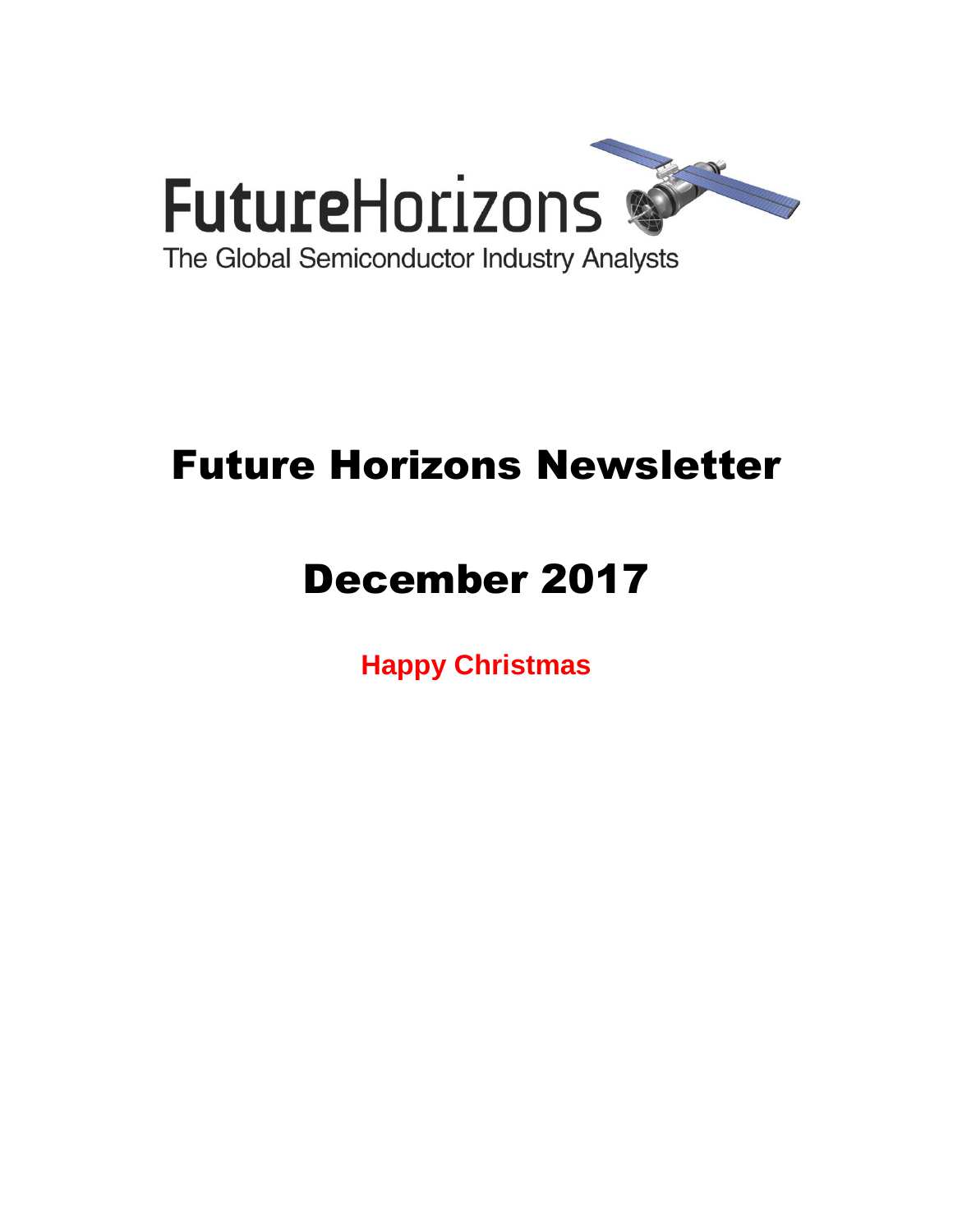FutureHorizons

The Global Semiconductor Industry Analysts

# Future Horizons Newsletter

# December 2017

**Happy Christmas**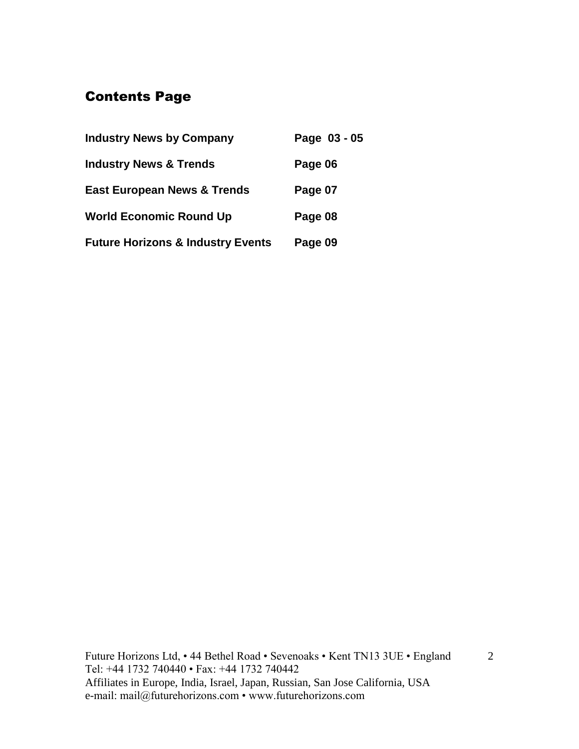## Contents Page

| | |
|---|---|
| **Industry News by Company** | **Page 03 - 05** |
| **Industry News & Trends** | **Page 06** |
| **East European News & Trends** | **Page 07** |
| **World Economic Round Up** | **Page 08** |
| **Future Horizons & Industry Events** | **Page 09** |

Future Horizons Ltd, • 44 Bethel Road • Sevenoaks • Kent TN13 3UE • England
Tel: +44 1732 740440 • Fax: +44 1732 740442
Affiliates in Europe, India, Israel, Japan, Russian, San Jose California, USA
e-mail: mail@futurehorizons.com • www.futurehorizons.com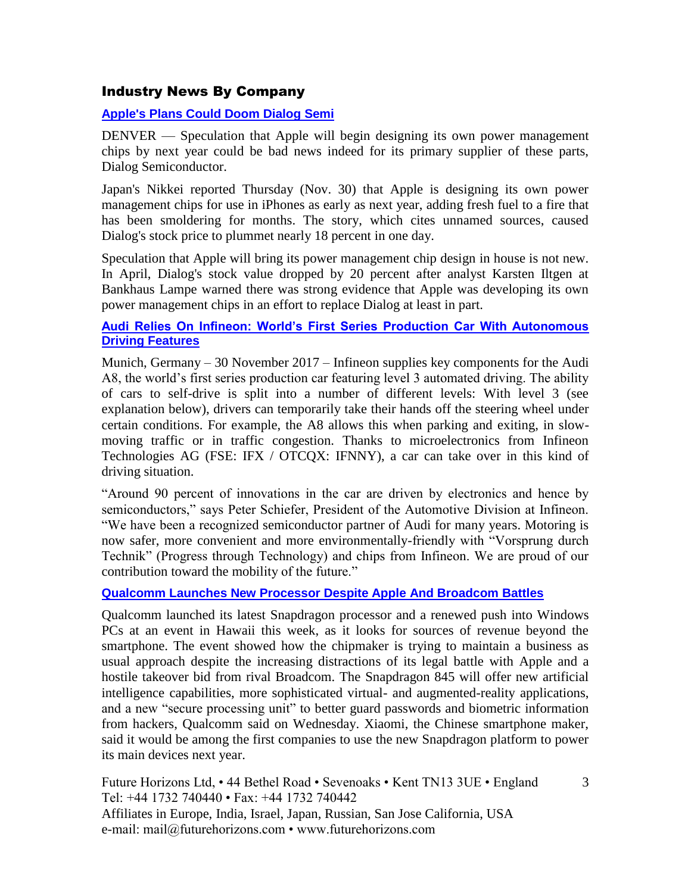## Industry News By Company

### [Apple's Plans Could Doom Dialog Semi]

DENVER — Speculation that Apple will begin designing its own power management chips by next year could be bad news indeed for its primary supplier of these parts, Dialog Semiconductor.

Japan's Nikkei reported Thursday (Nov. 30) that Apple is designing its own power management chips for use in iPhones as early as next year, adding fresh fuel to a fire that has been smoldering for months. The story, which cites unnamed sources, caused Dialog's stock price to plummet nearly 18 percent in one day.

Speculation that Apple will bring its power management chip design in house is not new. In April, Dialog's stock value dropped by 20 percent after analyst Karsten Iltgen at Bankhaus Lampe warned there was strong evidence that Apple was developing its own power management chips in an effort to replace Dialog at least in part.

### [Audi Relies On Infineon: World's First Series Production Car With Autonomous Driving Features]

Munich, Germany – 30 November 2017 – Infineon supplies key components for the Audi A8, the world's first series production car featuring level 3 automated driving. The ability of cars to self-drive is split into a number of different levels: With level 3 (see explanation below), drivers can temporarily take their hands off the steering wheel under certain conditions. For example, the A8 allows this when parking and exiting, in slow-moving traffic or in traffic congestion. Thanks to microelectronics from Infineon Technologies AG (FSE: IFX / OTCQX: IFNNY), a car can take over in this kind of driving situation.

"Around 90 percent of innovations in the car are driven by electronics and hence by semiconductors," says Peter Schiefer, President of the Automotive Division at Infineon. "We have been a recognized semiconductor partner of Audi for many years. Motoring is now safer, more convenient and more environmentally-friendly with "Vorsprung durch Technik" (Progress through Technology) and chips from Infineon. We are proud of our contribution toward the mobility of the future."

### [Qualcomm Launches New Processor Despite Apple And Broadcom Battles]

Qualcomm launched its latest Snapdragon processor and a renewed push into Windows PCs at an event in Hawaii this week, as it looks for sources of revenue beyond the smartphone. The event showed how the chipmaker is trying to maintain a business as usual approach despite the increasing distractions of its legal battle with Apple and a hostile takeover bid from rival Broadcom. The Snapdragon 845 will offer new artificial intelligence capabilities, more sophisticated virtual- and augmented-reality applications, and a new "secure processing unit" to better guard passwords and biometric information from hackers, Qualcomm said on Wednesday. Xiaomi, the Chinese smartphone maker, said it would be among the first companies to use the new Snapdragon platform to power its main devices next year.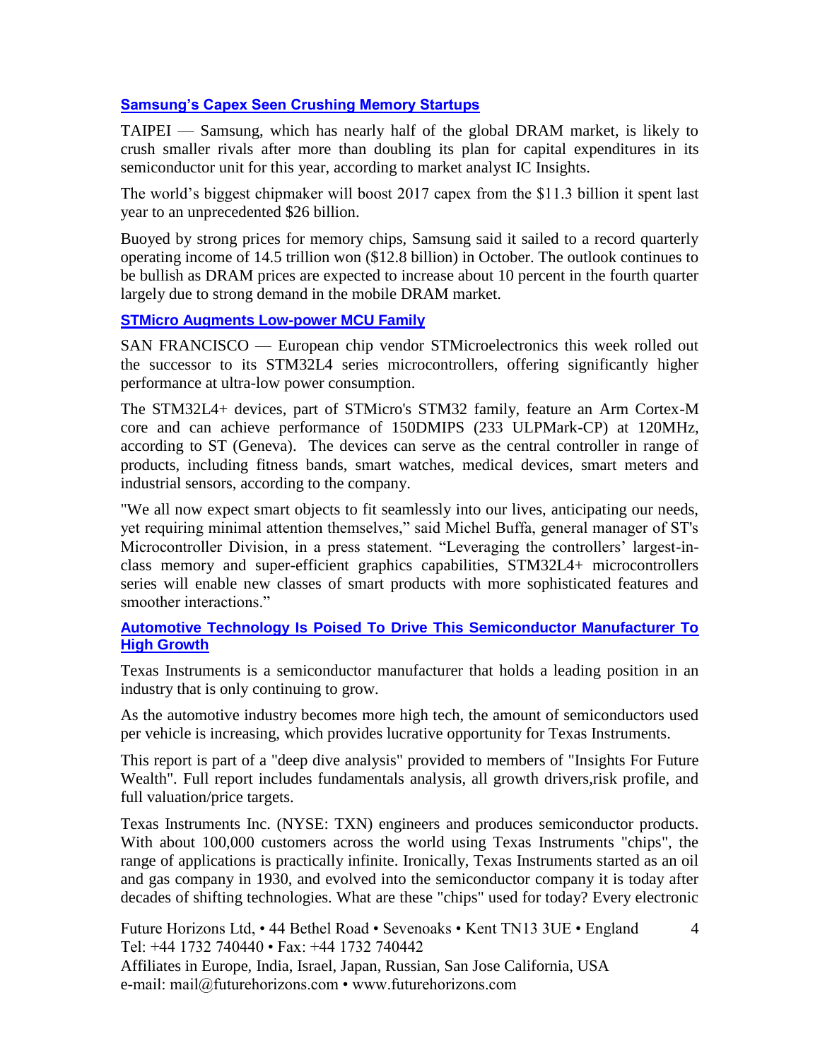### [Samsung's Capex Seen Crushing Memory Startups]

TAIPEI — Samsung, which has nearly half of the global DRAM market, is likely to crush smaller rivals after more than doubling its plan for capital expenditures in its semiconductor unit for this year, according to market analyst IC Insights.

The world's biggest chipmaker will boost 2017 capex from the $11.3 billion it spent last year to an unprecedented $26 billion.

Buoyed by strong prices for memory chips, Samsung said it sailed to a record quarterly operating income of 14.5 trillion won ($12.8 billion) in October. The outlook continues to be bullish as DRAM prices are expected to increase about 10 percent in the fourth quarter largely due to strong demand in the mobile DRAM market.

### [STMicro Augments Low-power MCU Family]

SAN FRANCISCO — European chip vendor STMicroelectronics this week rolled out the successor to its STM32L4 series microcontrollers, offering significantly higher performance at ultra-low power consumption.

The STM32L4+ devices, part of STMicro's STM32 family, feature an Arm Cortex-M core and can achieve performance of 150DMIPS (233 ULPMark-CP) at 120MHz, according to ST (Geneva). The devices can serve as the central controller in range of products, including fitness bands, smart watches, medical devices, smart meters and industrial sensors, according to the company.

"We all now expect smart objects to fit seamlessly into our lives, anticipating our needs, yet requiring minimal attention themselves," said Michel Buffa, general manager of ST's Microcontroller Division, in a press statement. "Leveraging the controllers' largest-in-class memory and super-efficient graphics capabilities, STM32L4+ microcontrollers series will enable new classes of smart products with more sophisticated features and smoother interactions."

### [Automotive Technology Is Poised To Drive This Semiconductor Manufacturer To High Growth]

Texas Instruments is a semiconductor manufacturer that holds a leading position in an industry that is only continuing to grow.

As the automotive industry becomes more high tech, the amount of semiconductors used per vehicle is increasing, which provides lucrative opportunity for Texas Instruments.

This report is part of a "deep dive analysis" provided to members of "Insights For Future Wealth". Full report includes fundamentals analysis, all growth drivers,risk profile, and full valuation/price targets.

Texas Instruments Inc. (NYSE: TXN) engineers and produces semiconductor products. With about 100,000 customers across the world using Texas Instruments "chips", the range of applications is practically infinite. Ironically, Texas Instruments started as an oil and gas company in 1930, and evolved into the semiconductor company it is today after decades of shifting technologies. What are these "chips" used for today? Every electronic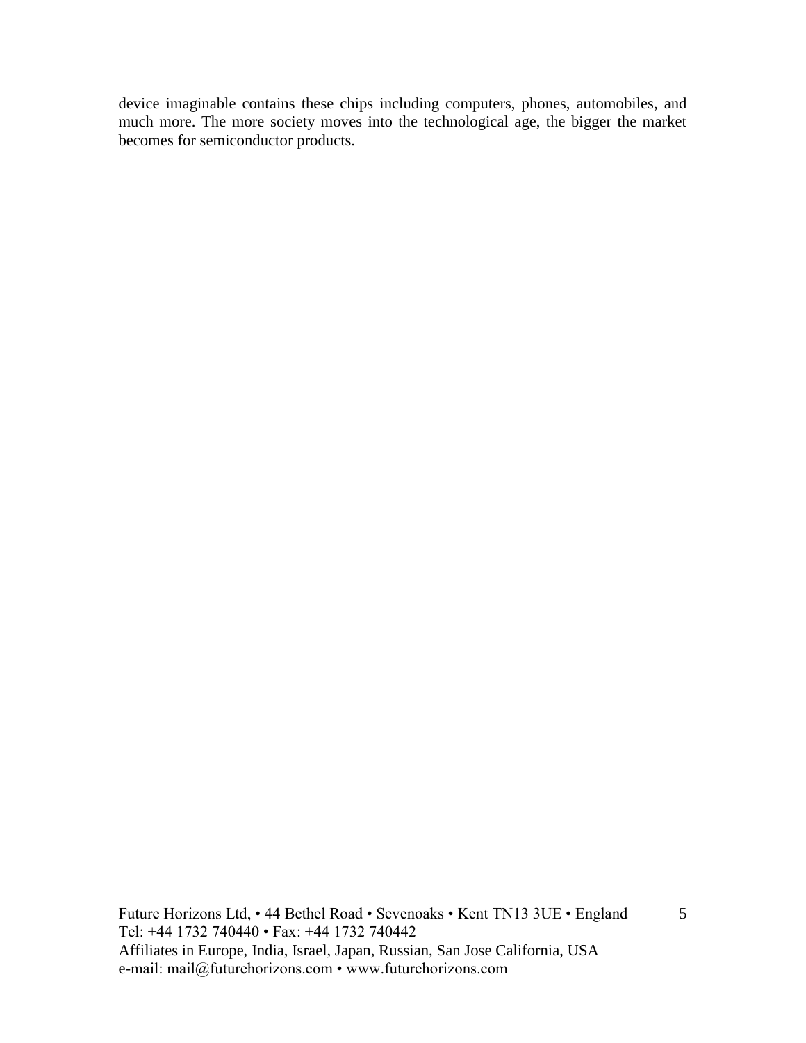device imaginable contains these chips including computers, phones, automobiles, and much more. The more society moves into the technological age, the bigger the market becomes for semiconductor products.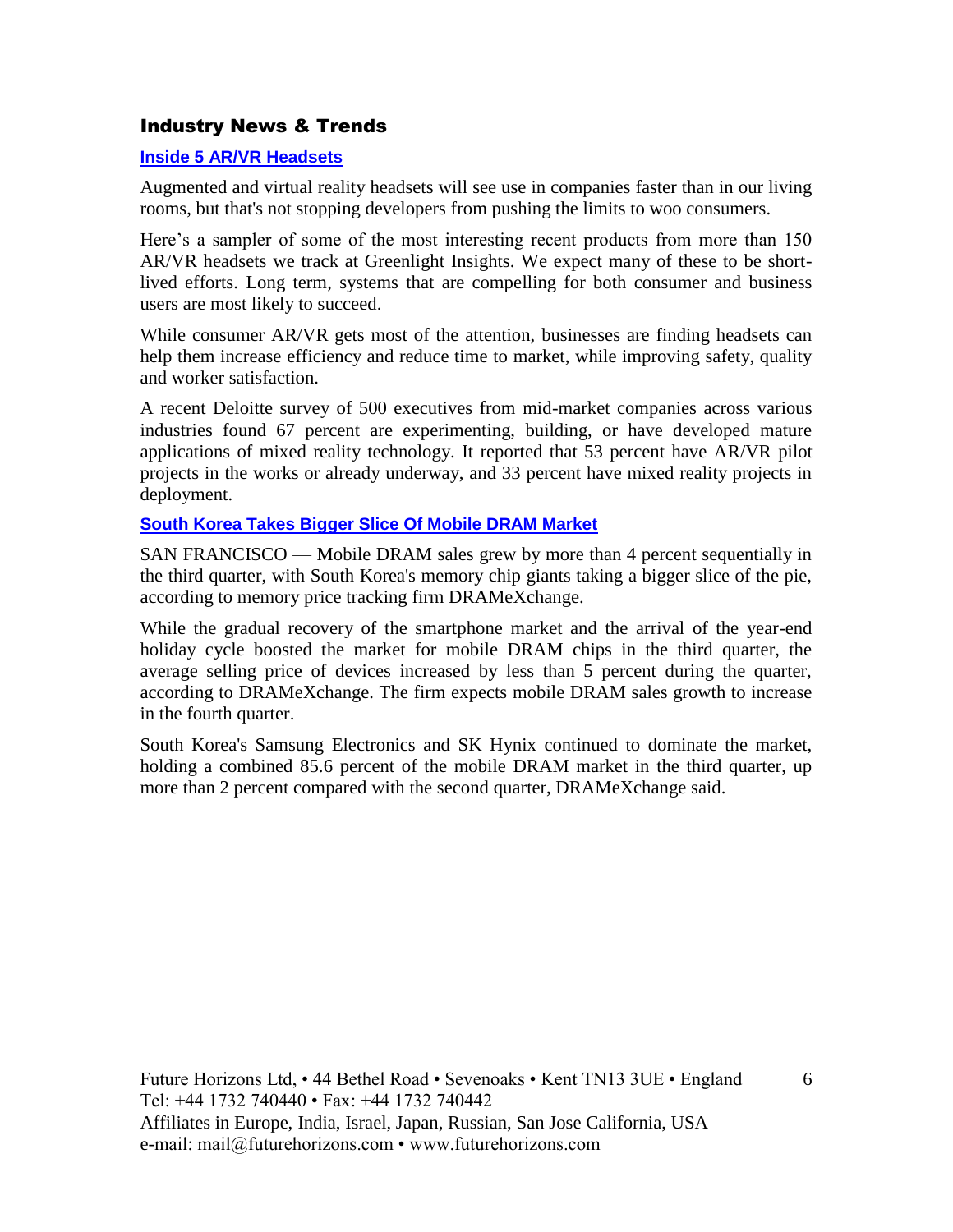## Industry News & Trends

### Inside 5 AR/VR Headsets

Augmented and virtual reality headsets will see use in companies faster than in our living rooms, but that's not stopping developers from pushing the limits to woo consumers.

Here's a sampler of some of the most interesting recent products from more than 150 AR/VR headsets we track at Greenlight Insights. We expect many of these to be short-lived efforts. Long term, systems that are compelling for both consumer and business users are most likely to succeed.

While consumer AR/VR gets most of the attention, businesses are finding headsets can help them increase efficiency and reduce time to market, while improving safety, quality and worker satisfaction.

A recent Deloitte survey of 500 executives from mid-market companies across various industries found 67 percent are experimenting, building, or have developed mature applications of mixed reality technology. It reported that 53 percent have AR/VR pilot projects in the works or already underway, and 33 percent have mixed reality projects in deployment.

### South Korea Takes Bigger Slice Of Mobile DRAM Market

SAN FRANCISCO — Mobile DRAM sales grew by more than 4 percent sequentially in the third quarter, with South Korea's memory chip giants taking a bigger slice of the pie, according to memory price tracking firm DRAMeXchange.

While the gradual recovery of the smartphone market and the arrival of the year-end holiday cycle boosted the market for mobile DRAM chips in the third quarter, the average selling price of devices increased by less than 5 percent during the quarter, according to DRAMeXchange. The firm expects mobile DRAM sales growth to increase in the fourth quarter.

South Korea's Samsung Electronics and SK Hynix continued to dominate the market, holding a combined 85.6 percent of the mobile DRAM market in the third quarter, up more than 2 percent compared with the second quarter, DRAMeXchange said.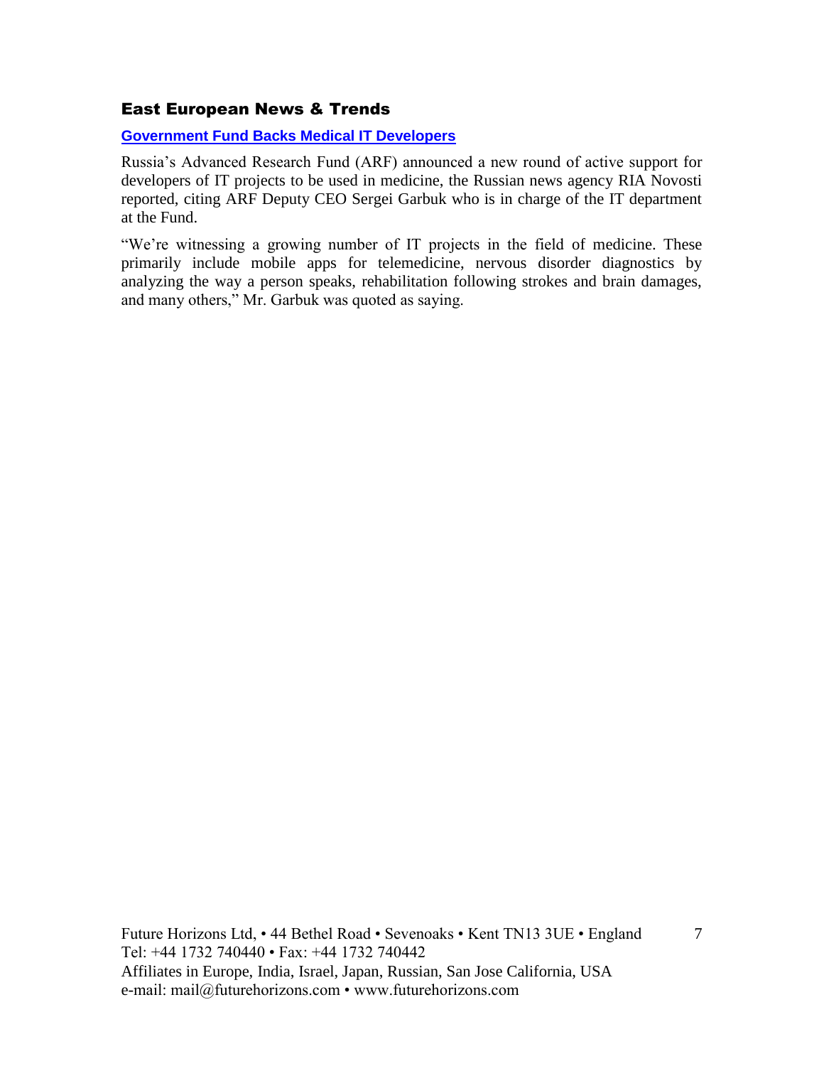## East European News & Trends

### **Government Fund Backs Medical IT Developers**

Russia's Advanced Research Fund (ARF) announced a new round of active support for developers of IT projects to be used in medicine, the Russian news agency RIA Novosti reported, citing ARF Deputy CEO Sergei Garbuk who is in charge of the IT department at the Fund.

"We're witnessing a growing number of IT projects in the field of medicine. These primarily include mobile apps for telemedicine, nervous disorder diagnostics by analyzing the way a person speaks, rehabilitation following strokes and brain damages, and many others," Mr. Garbuk was quoted as saying.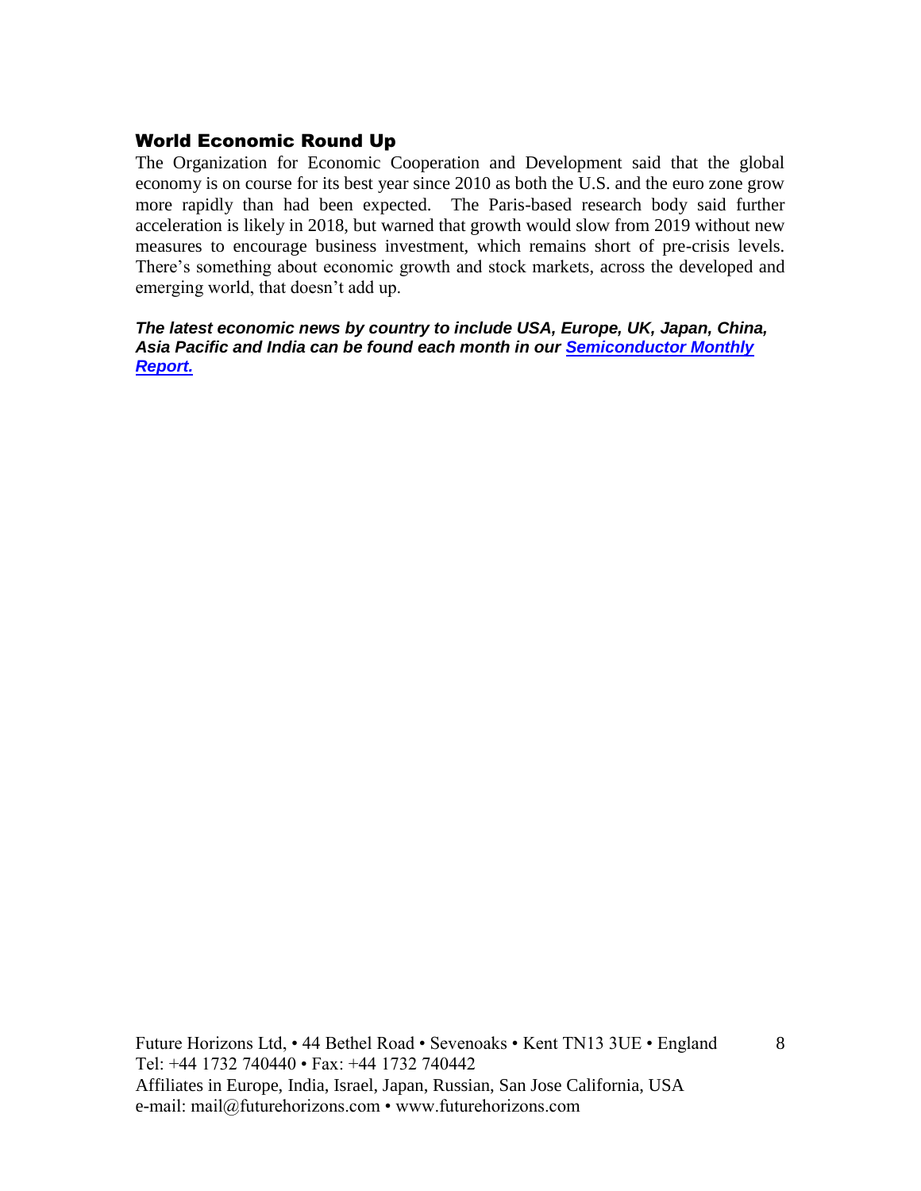## World Economic Round Up

The Organization for Economic Cooperation and Development said that the global economy is on course for its best year since 2010 as both the U.S. and the euro zone grow more rapidly than had been expected. The Paris-based research body said further acceleration is likely in 2018, but warned that growth would slow from 2019 without new measures to encourage business investment, which remains short of pre-crisis levels. There's something about economic growth and stock markets, across the developed and emerging world, that doesn't add up.

***The latest economic news by country to include USA, Europe, UK, Japan, China, Asia Pacific and India can be found each month in our Semiconductor Monthly Report.***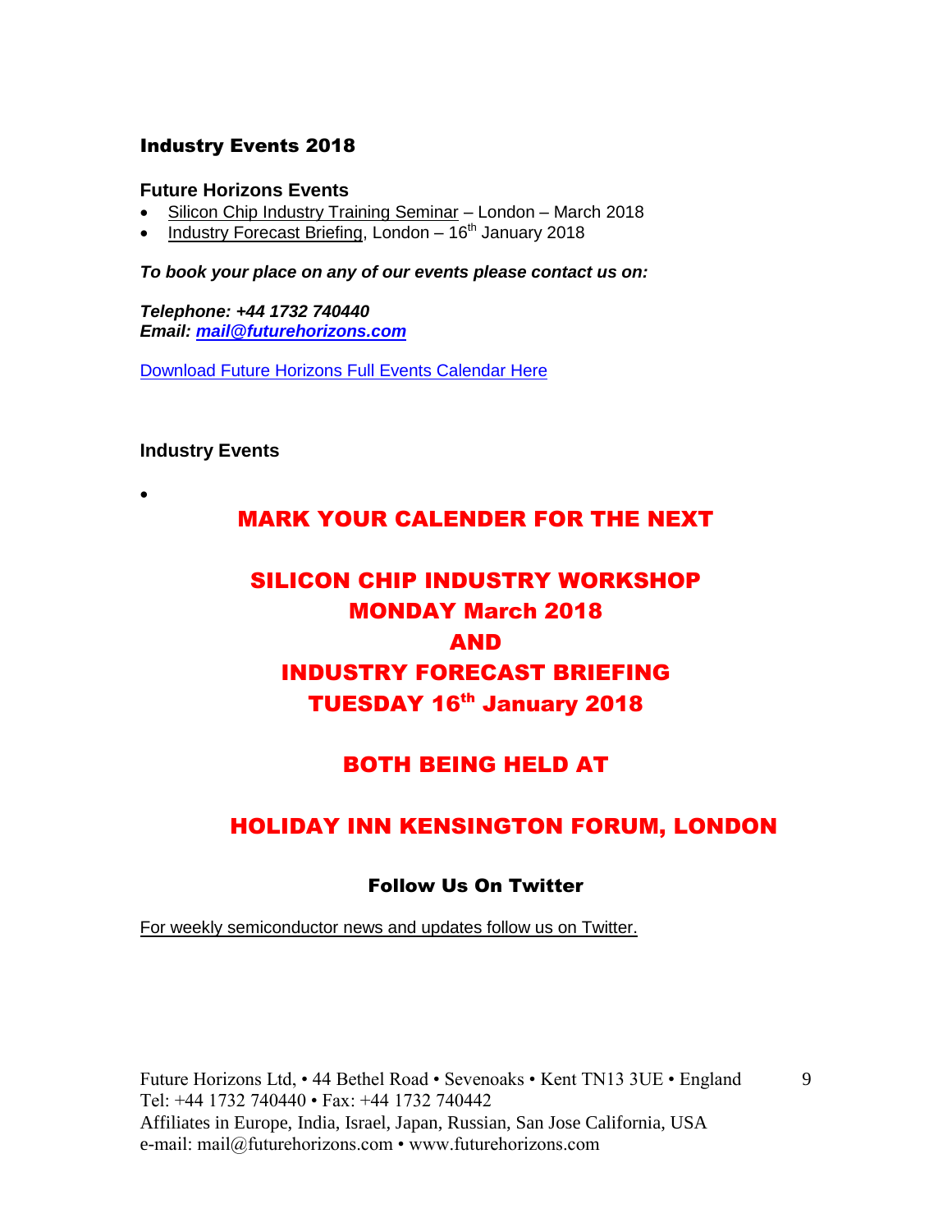## Industry Events 2018

### Future Horizons Events

- Silicon Chip Industry Training Seminar – London – March 2018
- Industry Forecast Briefing, London – 16th January 2018

***To book your place on any of our events please contact us on:***

***Telephone: +44 1732 740440***
***Email: mail@futurehorizons.com***

Download Future Horizons Full Events Calendar Here

### Industry Events

-

**MARK YOUR CALENDER FOR THE NEXT**

**SILICON CHIP INDUSTRY WORKSHOP**
**MONDAY March 2018**
**AND**
**INDUSTRY FORECAST BRIEFING**
**TUESDAY 16th January 2018**

**BOTH BEING HELD AT**

**HOLIDAY INN KENSINGTON FORUM, LONDON**

**Follow Us On Twitter**

For weekly semiconductor news and updates follow us on Twitter.

Future Horizons Ltd, • 44 Bethel Road • Sevenoaks • Kent TN13 3UE • England
Tel: +44 1732 740440 • Fax: +44 1732 740442
Affiliates in Europe, India, Israel, Japan, Russian, San Jose California, USA
e-mail: mail@futurehorizons.com • www.futurehorizons.com